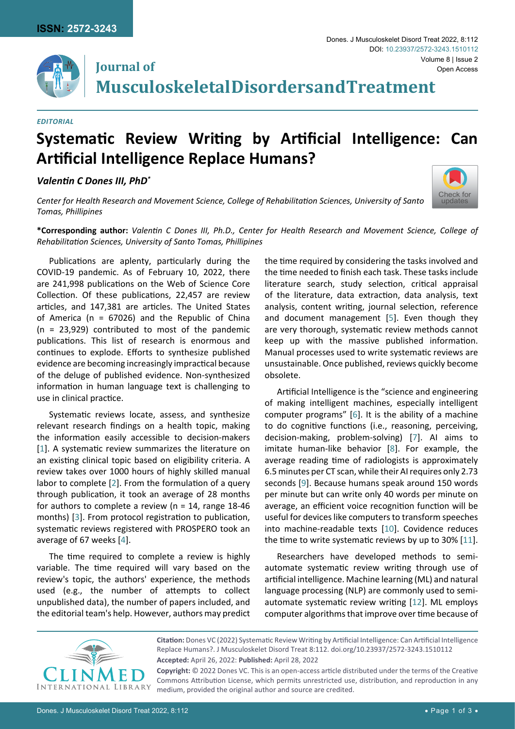*EDITORIAL*

# Systematic Review Writing by Artificial Intelligence: Can Artificial Intelligence Replace Humans?

***Valentin C Dones III, PhD****

*Center for Health Research and Movement Science, College of Rehabilitation Sciences, University of Santo Tomas, Phillipines*

**\*Corresponding author:** *Valentin C Dones III, Ph.D., Center for Health Research and Movement Science, College of Rehabilitation Sciences, University of Santo Tomas, Phillipines*

Publications are aplenty, particularly during the COVID-19 pandemic. As of February 10, 2022, there are 241,998 publications on the Web of Science Core Collection. Of these publications, 22,457 are review articles, and 147,381 are articles. The United States of America (n = 67026) and the Republic of China (n = 23,929) contributed to most of the pandemic publications. This list of research is enormous and continues to explode. Efforts to synthesize published evidence are becoming increasingly impractical because of the deluge of published evidence. Non-synthesized information in human language text is challenging to use in clinical practice.

Systematic reviews locate, assess, and synthesize relevant research findings on a health topic, making the information easily accessible to decision-makers [1]. A systematic review summarizes the literature on an existing clinical topic based on eligibility criteria. A review takes over 1000 hours of highly skilled manual labor to complete [2]. From the formulation of a query through publication, it took an average of 28 months for authors to complete a review (n = 14, range 18-46 months) [3]. From protocol registration to publication, systematic reviews registered with PROSPERO took an average of 67 weeks [4].

The time required to complete a review is highly variable. The time required will vary based on the review's topic, the authors' experience, the methods used (e.g., the number of attempts to collect unpublished data), the number of papers included, and the editorial team's help. However, authors may predict the time required by considering the tasks involved and the time needed to finish each task. These tasks include literature search, study selection, critical appraisal of the literature, data extraction, data analysis, text analysis, content writing, journal selection, reference and document management [5]. Even though they are very thorough, systematic review methods cannot keep up with the massive published information. Manual processes used to write systematic reviews are unsustainable. Once published, reviews quickly become obsolete.

Artificial Intelligence is the "science and engineering of making intelligent machines, especially intelligent computer programs" [6]. It is the ability of a machine to do cognitive functions (i.e., reasoning, perceiving, decision-making, problem-solving) [7]. AI aims to imitate human-like behavior [8]. For example, the average reading time of radiologists is approximately 6.5 minutes per CT scan, while their AI requires only 2.73 seconds [9]. Because humans speak around 150 words per minute but can write only 40 words per minute on average, an efficient voice recognition function will be useful for devices like computers to transform speeches into machine-readable texts [10]. Covidence reduces the time to write systematic reviews by up to 30% [11].

Researchers have developed methods to semi-automate systematic review writing through use of artificial intelligence. Machine learning (ML) and natural language processing (NLP) are commonly used to semi-automate systematic review writing [12]. ML employs computer algorithms that improve over time because of

**Citation:** Dones VC (2022) Systematic Review Writing by Artificial Intelligence: Can Artificial Intelligence Replace Humans?. J Musculoskelet Disord Treat 8:112. doi.org/10.23937/2572-3243.1510112

**Accepted:** April 26, 2022: **Published:** April 28, 2022

**Copyright:** © 2022 Dones VC. This is an open-access article distributed under the terms of the Creative Commons Attribution License, which permits unrestricted use, distribution, and reproduction in any medium, provided the original author and source are credited.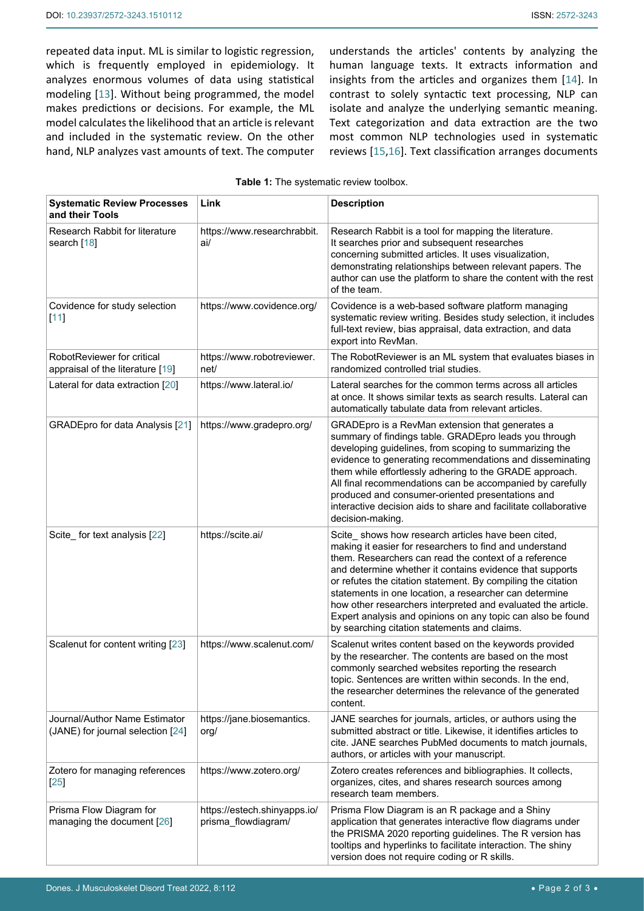repeated data input. ML is similar to logistic regression, which is frequently employed in epidemiology. It analyzes enormous volumes of data using statistical modeling [13]. Without being programmed, the model makes predictions or decisions. For example, the ML model calculates the likelihood that an article is relevant and included in the systematic review. On the other hand, NLP analyzes vast amounts of text. The computer understands the articles' contents by analyzing the human language texts. It extracts information and insights from the articles and organizes them [14]. In contrast to solely syntactic text processing, NLP can isolate and analyze the underlying semantic meaning. Text categorization and data extraction are the two most common NLP technologies used in systematic reviews [15,16]. Text classification arranges documents

**Table 1:** The systematic review toolbox.

| **Systematic Review Processes and their Tools** | **Link** | **Description** |
|---|---|---|
| Research Rabbit for literature search [18] | https://www.researchrabbit.ai/ | Research Rabbit is a tool for mapping the literature. It searches prior and subsequent researches concerning submitted articles. It uses visualization, demonstrating relationships between relevant papers. The author can use the platform to share the content with the rest of the team. |
| Covidence for study selection [11] | https://www.covidence.org/ | Covidence is a web-based software platform managing systematic review writing. Besides study selection, it includes full-text review, bias appraisal, data extraction, and data export into RevMan. |
| RobotReviewer for critical appraisal of the literature [19] | https://www.robotreviewer.net/ | The RobotReviewer is an ML system that evaluates biases in randomized controlled trial studies. |
| Lateral for data extraction [20] | https://www.lateral.io/ | Lateral searches for the common terms across all articles at once. It shows similar texts as search results. Lateral can automatically tabulate data from relevant articles. |
| GRADEpro for data Analysis [21] | https://www.gradepro.org/ | GRADEpro is a RevMan extension that generates a summary of findings table. GRADEpro leads you through developing guidelines, from scoping to summarizing the evidence to generating recommendations and disseminating them while effortlessly adhering to the GRADE approach. All final recommendations can be accompanied by carefully produced and consumer-oriented presentations and interactive decision aids to share and facilitate collaborative decision-making. |
| Scite_ for text analysis [22] | https://scite.ai/ | Scite_ shows how research articles have been cited, making it easier for researchers to find and understand them. Researchers can read the context of a reference and determine whether it contains evidence that supports or refutes the citation statement. By compiling the citation statements in one location, a researcher can determine how other researchers interpreted and evaluated the article. Expert analysis and opinions on any topic can also be found by searching citation statements and claims. |
| Scalenut for content writing [23] | https://www.scalenut.com/ | Scalenut writes content based on the keywords provided by the researcher. The contents are based on the most commonly searched websites reporting the research topic. Sentences are written within seconds. In the end, the researcher determines the relevance of the generated content. |
| Journal/Author Name Estimator (JANE) for journal selection [24] | https://jane.biosemantics.org/ | JANE searches for journals, articles, or authors using the submitted abstract or title. Likewise, it identifies articles to cite. JANE searches PubMed documents to match journals, authors, or articles with your manuscript. |
| Zotero for managing references [25] | https://www.zotero.org/ | Zotero creates references and bibliographies. It collects, organizes, cites, and shares research sources among research team members. |
| Prisma Flow Diagram for managing the document [26] | https://estech.shinyapps.io/prisma_flowdiagram/ | Prisma Flow Diagram is an R package and a Shiny application that generates interactive flow diagrams under the PRISMA 2020 reporting guidelines. The R version has tooltips and hyperlinks to facilitate interaction. The shiny version does not require coding or R skills. |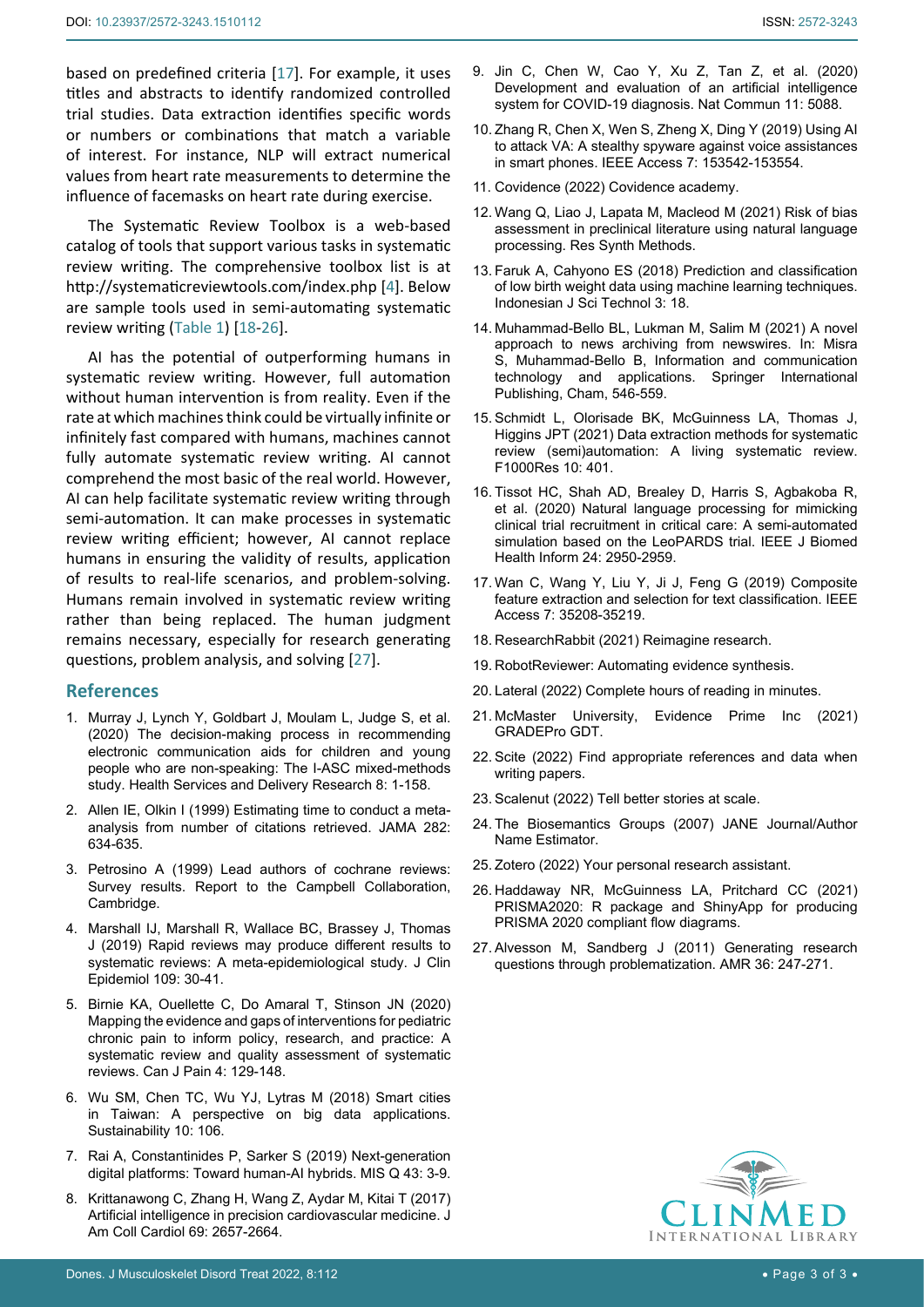based on predefined criteria [17]. For example, it uses titles and abstracts to identify randomized controlled trial studies. Data extraction identifies specific words or numbers or combinations that match a variable of interest. For instance, NLP will extract numerical values from heart rate measurements to determine the influence of facemasks on heart rate during exercise.

The Systematic Review Toolbox is a web-based catalog of tools that support various tasks in systematic review writing. The comprehensive toolbox list is at http://systematicreviewtools.com/index.php [4]. Below are sample tools used in semi-automating systematic review writing (Table 1) [18-26].

AI has the potential of outperforming humans in systematic review writing. However, full automation without human intervention is from reality. Even if the rate at which machines think could be virtually infinite or infinitely fast compared with humans, machines cannot fully automate systematic review writing. AI cannot comprehend the most basic of the real world. However, AI can help facilitate systematic review writing through semi-automation. It can make processes in systematic review writing efficient; however, AI cannot replace humans in ensuring the validity of results, application of results to real-life scenarios, and problem-solving. Humans remain involved in systematic review writing rather than being replaced. The human judgment remains necessary, especially for research generating questions, problem analysis, and solving [27].

## References

1. Murray J, Lynch Y, Goldbart J, Moulam L, Judge S, et al. (2020) The decision-making process in recommending electronic communication aids for children and young people who are non-speaking: The I-ASC mixed-methods study. Health Services and Delivery Research 8: 1-158.
2. Allen IE, Olkin I (1999) Estimating time to conduct a meta-analysis from number of citations retrieved. JAMA 282: 634-635.
3. Petrosino A (1999) Lead authors of cochrane reviews: Survey results. Report to the Campbell Collaboration, Cambridge.
4. Marshall IJ, Marshall R, Wallace BC, Brassey J, Thomas J (2019) Rapid reviews may produce different results to systematic reviews: A meta-epidemiological study. J Clin Epidemiol 109: 30-41.
5. Birnie KA, Ouellette C, Do Amaral T, Stinson JN (2020) Mapping the evidence and gaps of interventions for pediatric chronic pain to inform policy, research, and practice: A systematic review and quality assessment of systematic reviews. Can J Pain 4: 129-148.
6. Wu SM, Chen TC, Wu YJ, Lytras M (2018) Smart cities in Taiwan: A perspective on big data applications. Sustainability 10: 106.
7. Rai A, Constantinides P, Sarker S (2019) Next-generation digital platforms: Toward human-AI hybrids. MIS Q 43: 3-9.
8. Krittanawong C, Zhang H, Wang Z, Aydar M, Kitai T (2017) Artificial intelligence in precision cardiovascular medicine. J Am Coll Cardiol 69: 2657-2664.
9. Jin C, Chen W, Cao Y, Xu Z, Tan Z, et al. (2020) Development and evaluation of an artificial intelligence system for COVID-19 diagnosis. Nat Commun 11: 5088.
10. Zhang R, Chen X, Wen S, Zheng X, Ding Y (2019) Using AI to attack VA: A stealthy spyware against voice assistances in smart phones. IEEE Access 7: 153542-153554.
11. Covidence (2022) Covidence academy.
12. Wang Q, Liao J, Lapata M, Macleod M (2021) Risk of bias assessment in preclinical literature using natural language processing. Res Synth Methods.
13. Faruk A, Cahyono ES (2018) Prediction and classification of low birth weight data using machine learning techniques. Indonesian J Sci Technol 3: 18.
14. Muhammad-Bello BL, Lukman M, Salim M (2021) A novel approach to news archiving from newswires. In: Misra S, Muhammad-Bello B, Information and communication technology and applications. Springer International Publishing, Cham, 546-559.
15. Schmidt L, Olorisade BK, McGuinness LA, Thomas J, Higgins JPT (2021) Data extraction methods for systematic review (semi)automation: A living systematic review. F1000Res 10: 401.
16. Tissot HC, Shah AD, Brealey D, Harris S, Agbakoba R, et al. (2020) Natural language processing for mimicking clinical trial recruitment in critical care: A semi-automated simulation based on the LeoPARDS trial. IEEE J Biomed Health Inform 24: 2950-2959.
17. Wan C, Wang Y, Liu Y, Ji J, Feng G (2019) Composite feature extraction and selection for text classification. IEEE Access 7: 35208-35219.
18. ResearchRabbit (2021) Reimagine research.
19. RobotReviewer: Automating evidence synthesis.
20. Lateral (2022) Complete hours of reading in minutes.
21. McMaster University, Evidence Prime Inc (2021) GRADEPro GDT.
22. Scite (2022) Find appropriate references and data when writing papers.
23. Scalenut (2022) Tell better stories at scale.
24. The Biosemantics Groups (2007) JANE Journal/Author Name Estimator.
25. Zotero (2022) Your personal research assistant.
26. Haddaway NR, McGuinness LA, Pritchard CC (2021) PRISMA2020: R package and ShinyApp for producing PRISMA 2020 compliant flow diagrams.
27. Alvesson M, Sandberg J (2011) Generating research questions through problematization. AMR 36: 247-271.